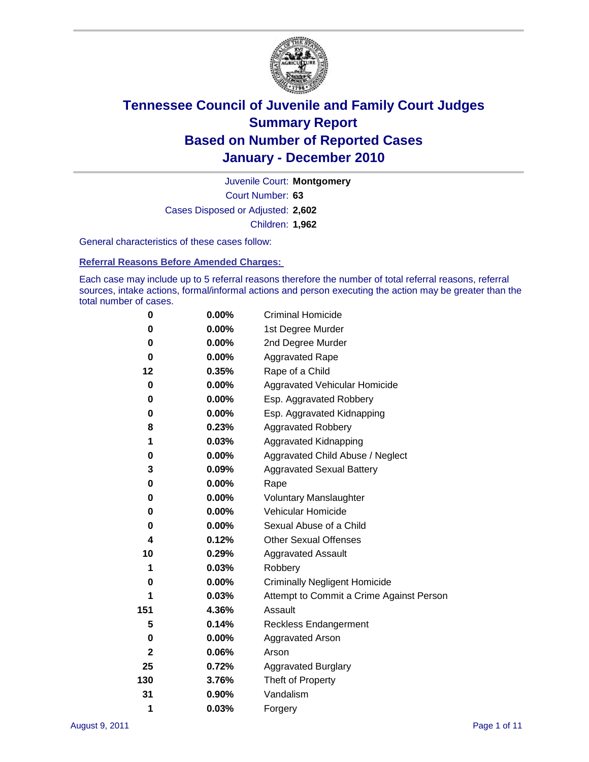# Tennessee Council of Juvenile and Family Court Judges
# Summary Report
# Based on Number of Reported Cases
# January - December 2010

Juvenile Court: **Montgomery**

Court Number: **63**

Cases Disposed or Adjusted: **2,602**

Children: **1,962**

General characteristics of these cases follow:

**Referral Reasons Before Amended Charges:**

Each case may include up to 5 referral reasons therefore the number of total referral reasons, referral sources, intake actions, formal/informal actions and person executing the action may be greater than the total number of cases.

| | | |
|---|---|---|
| 0 | 0.00% | Criminal Homicide |
| 0 | 0.00% | 1st Degree Murder |
| 0 | 0.00% | 2nd Degree Murder |
| 0 | 0.00% | Aggravated Rape |
| 12 | 0.35% | Rape of a Child |
| 0 | 0.00% | Aggravated Vehicular Homicide |
| 0 | 0.00% | Esp. Aggravated Robbery |
| 0 | 0.00% | Esp. Aggravated Kidnapping |
| 8 | 0.23% | Aggravated Robbery |
| 1 | 0.03% | Aggravated Kidnapping |
| 0 | 0.00% | Aggravated Child Abuse / Neglect |
| 3 | 0.09% | Aggravated Sexual Battery |
| 0 | 0.00% | Rape |
| 0 | 0.00% | Voluntary Manslaughter |
| 0 | 0.00% | Vehicular Homicide |
| 0 | 0.00% | Sexual Abuse of a Child |
| 4 | 0.12% | Other Sexual Offenses |
| 10 | 0.29% | Aggravated Assault |
| 1 | 0.03% | Robbery |
| 0 | 0.00% | Criminally Negligent Homicide |
| 1 | 0.03% | Attempt to Commit a Crime Against Person |
| 151 | 4.36% | Assault |
| 5 | 0.14% | Reckless Endangerment |
| 0 | 0.00% | Aggravated Arson |
| 2 | 0.06% | Arson |
| 25 | 0.72% | Aggravated Burglary |
| 130 | 3.76% | Theft of Property |
| 31 | 0.90% | Vandalism |
| 1 | 0.03% | Forgery |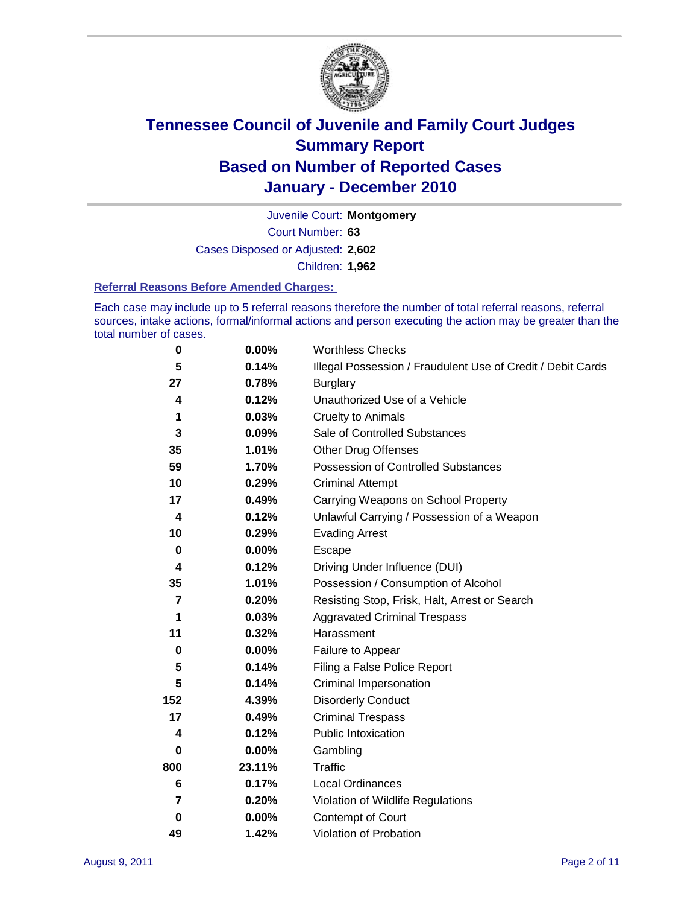# Tennessee Council of Juvenile and Family Court Judges
# Summary Report
# Based on Number of Reported Cases
# January - December 2010

Juvenile Court: **Montgomery**

Court Number: **63**

Cases Disposed or Adjusted: **2,602**

Children: **1,962**

### Referral Reasons Before Amended Charges:

Each case may include up to 5 referral reasons therefore the number of total referral reasons, referral sources, intake actions, formal/informal actions and person executing the action may be greater than the total number of cases.

| | | |
|---|---|---|
| 0 | 0.00% | Worthless Checks |
| 5 | 0.14% | Illegal Possession / Fraudulent Use of Credit / Debit Cards |
| 27 | 0.78% | Burglary |
| 4 | 0.12% | Unauthorized Use of a Vehicle |
| 1 | 0.03% | Cruelty to Animals |
| 3 | 0.09% | Sale of Controlled Substances |
| 35 | 1.01% | Other Drug Offenses |
| 59 | 1.70% | Possession of Controlled Substances |
| 10 | 0.29% | Criminal Attempt |
| 17 | 0.49% | Carrying Weapons on School Property |
| 4 | 0.12% | Unlawful Carrying / Possession of a Weapon |
| 10 | 0.29% | Evading Arrest |
| 0 | 0.00% | Escape |
| 4 | 0.12% | Driving Under Influence (DUI) |
| 35 | 1.01% | Possession / Consumption of Alcohol |
| 7 | 0.20% | Resisting Stop, Frisk, Halt, Arrest or Search |
| 1 | 0.03% | Aggravated Criminal Trespass |
| 11 | 0.32% | Harassment |
| 0 | 0.00% | Failure to Appear |
| 5 | 0.14% | Filing a False Police Report |
| 5 | 0.14% | Criminal Impersonation |
| 152 | 4.39% | Disorderly Conduct |
| 17 | 0.49% | Criminal Trespass |
| 4 | 0.12% | Public Intoxication |
| 0 | 0.00% | Gambling |
| 800 | 23.11% | Traffic |
| 6 | 0.17% | Local Ordinances |
| 7 | 0.20% | Violation of Wildlife Regulations |
| 0 | 0.00% | Contempt of Court |
| 49 | 1.42% | Violation of Probation |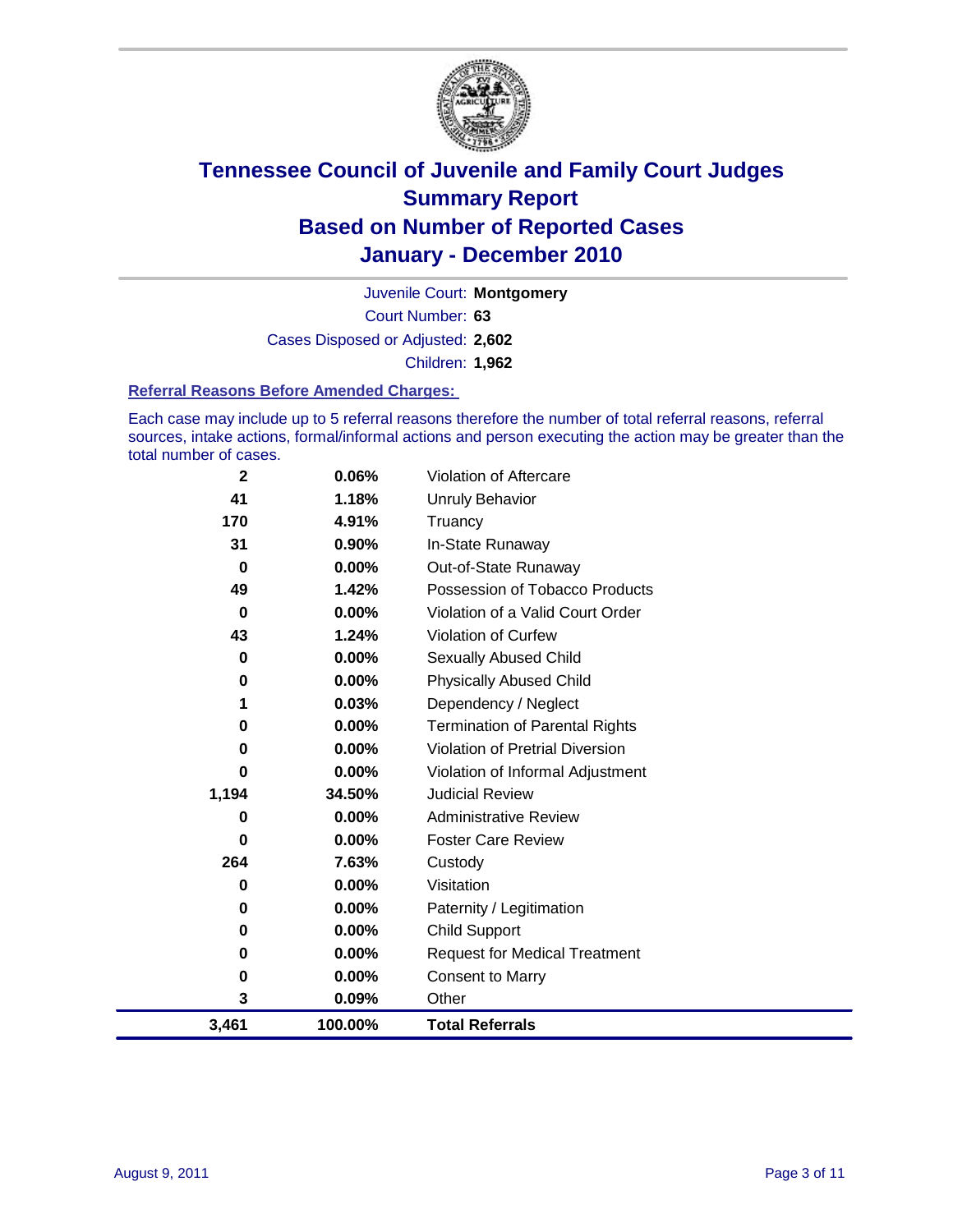# Tennessee Council of Juvenile and Family Court Judges
## Summary Report
## Based on Number of Reported Cases
## January - December 2010

Juvenile Court: **Montgomery**

Court Number: **63**

Cases Disposed or Adjusted: **2,602**

Children: **1,962**

### Referral Reasons Before Amended Charges:

Each case may include up to 5 referral reasons therefore the number of total referral reasons, referral sources, intake actions, formal/informal actions and person executing the action may be greater than the total number of cases.

| | | |
|---|---|---|
| 2 | 0.06% | Violation of Aftercare |
| 41 | 1.18% | Unruly Behavior |
| 170 | 4.91% | Truancy |
| 31 | 0.90% | In-State Runaway |
| 0 | 0.00% | Out-of-State Runaway |
| 49 | 1.42% | Possession of Tobacco Products |
| 0 | 0.00% | Violation of a Valid Court Order |
| 43 | 1.24% | Violation of Curfew |
| 0 | 0.00% | Sexually Abused Child |
| 0 | 0.00% | Physically Abused Child |
| 1 | 0.03% | Dependency / Neglect |
| 0 | 0.00% | Termination of Parental Rights |
| 0 | 0.00% | Violation of Pretrial Diversion |
| 0 | 0.00% | Violation of Informal Adjustment |
| 1,194 | 34.50% | Judicial Review |
| 0 | 0.00% | Administrative Review |
| 0 | 0.00% | Foster Care Review |
| 264 | 7.63% | Custody |
| 0 | 0.00% | Visitation |
| 0 | 0.00% | Paternity / Legitimation |
| 0 | 0.00% | Child Support |
| 0 | 0.00% | Request for Medical Treatment |
| 0 | 0.00% | Consent to Marry |
| 3 | 0.09% | Other |
| **3,461** | **100.00%** | **Total Referrals** |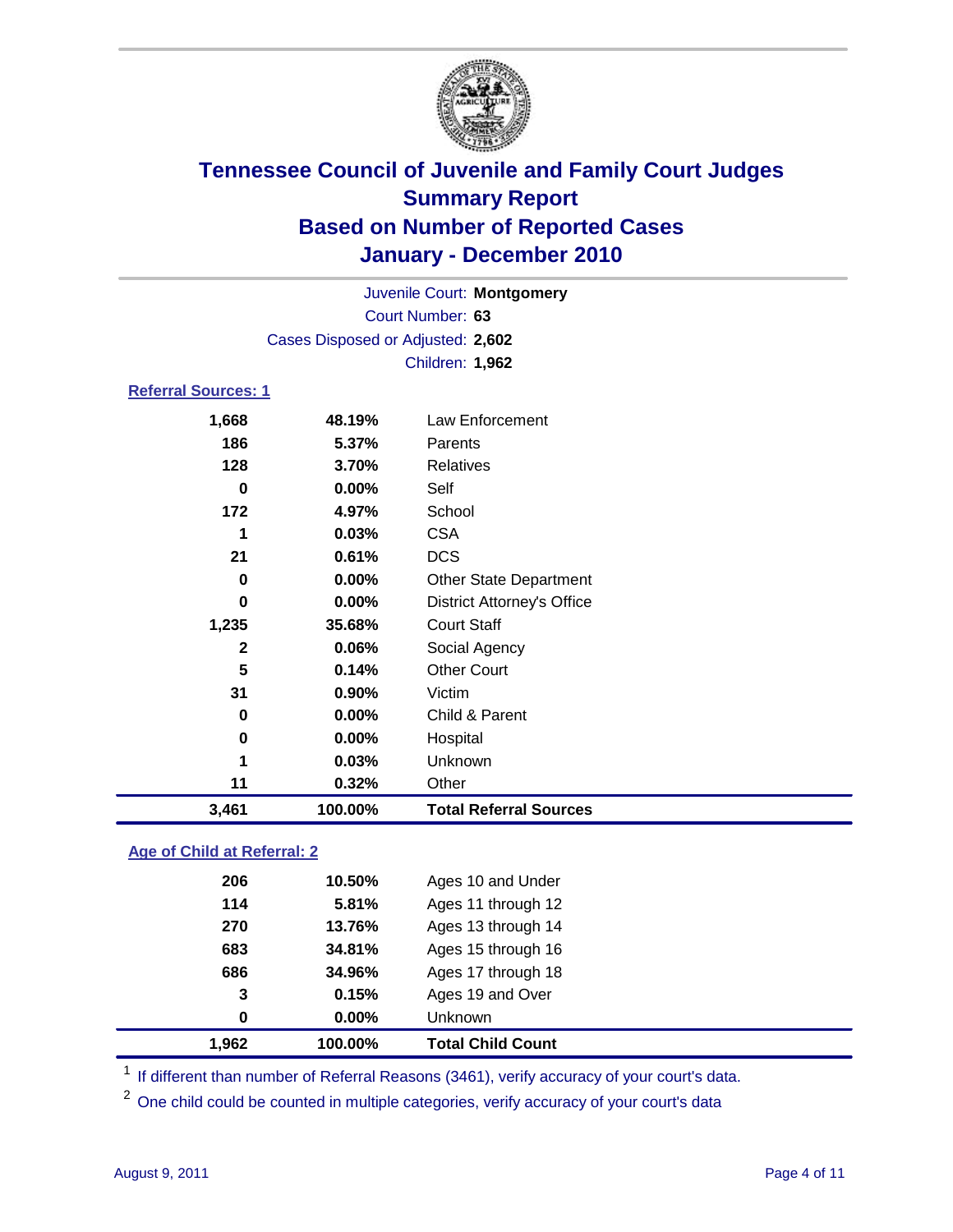# Tennessee Council of Juvenile and Family Court Judges
# Summary Report
# Based on Number of Reported Cases
# January - December 2010

Juvenile Court: **Montgomery**

Court Number: **63**

Cases Disposed or Adjusted: **2,602**

Children: **1,962**

## Referral Sources: 1

| | | |
|---|---|---|
| 1,668 | 48.19% | Law Enforcement |
| 186 | 5.37% | Parents |
| 128 | 3.70% | Relatives |
| 0 | 0.00% | Self |
| 172 | 4.97% | School |
| 1 | 0.03% | CSA |
| 21 | 0.61% | DCS |
| 0 | 0.00% | Other State Department |
| 0 | 0.00% | District Attorney's Office |
| 1,235 | 35.68% | Court Staff |
| 2 | 0.06% | Social Agency |
| 5 | 0.14% | Other Court |
| 31 | 0.90% | Victim |
| 0 | 0.00% | Child & Parent |
| 0 | 0.00% | Hospital |
| 1 | 0.03% | Unknown |
| 11 | 0.32% | Other |
| **3,461** | **100.00%** | **Total Referral Sources** |

## Age of Child at Referral: 2

| | | |
|---|---|---|
| 206 | 10.50% | Ages 10 and Under |
| 114 | 5.81% | Ages 11 through 12 |
| 270 | 13.76% | Ages 13 through 14 |
| 683 | 34.81% | Ages 15 through 16 |
| 686 | 34.96% | Ages 17 through 18 |
| 3 | 0.15% | Ages 19 and Over |
| 0 | 0.00% | Unknown |
| **1,962** | **100.00%** | **Total Child Count** |

[1] If different than number of Referral Reasons (3461), verify accuracy of your court's data.

[2] One child could be counted in multiple categories, verify accuracy of your court's data

August 9, 2011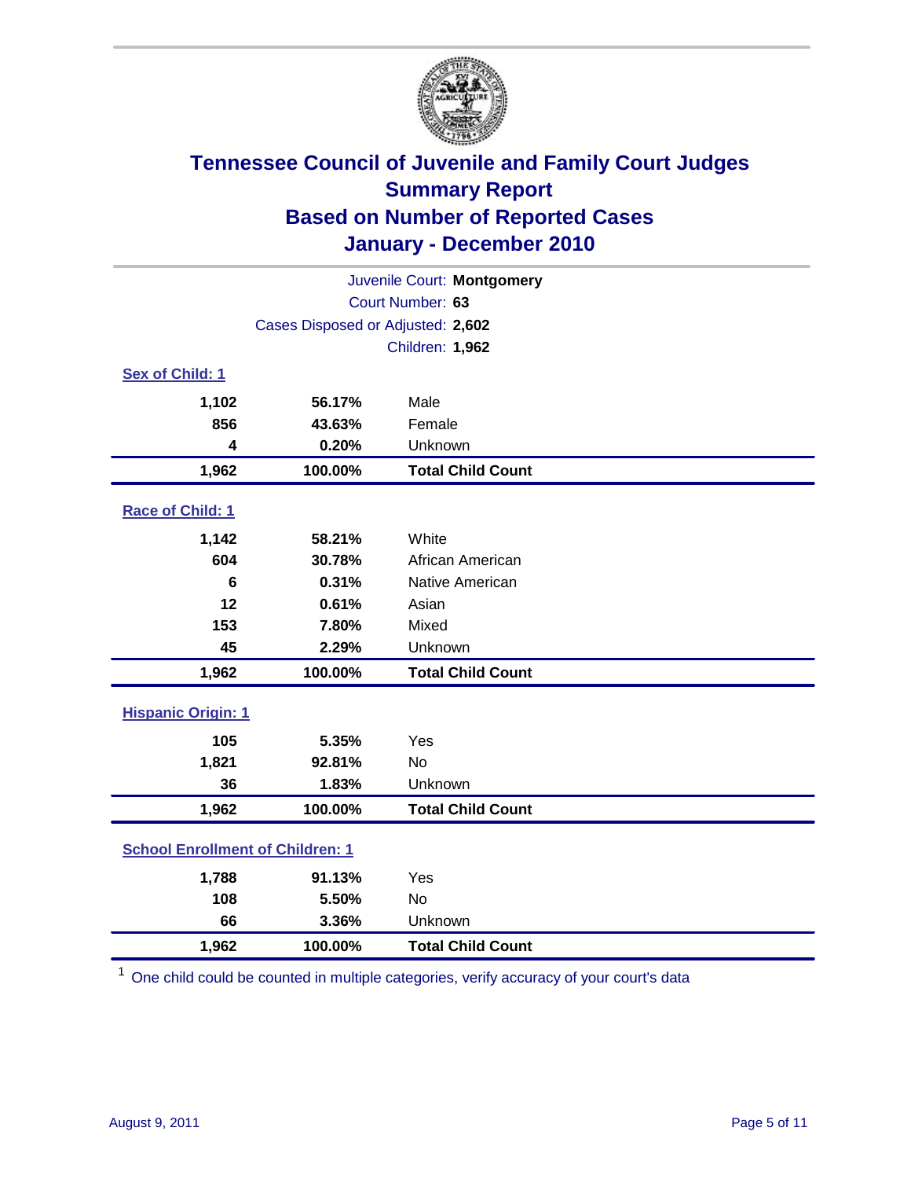# Tennessee Council of Juvenile and Family Court Judges
## Summary Report
## Based on Number of Reported Cases
## January - December 2010

Juvenile Court: **Montgomery**
Court Number: **63**
Cases Disposed or Adjusted: **2,602**
Children: **1,962**

### Sex of Child: 1

| | | |
|---|---|---|
| 1,102 | 56.17% | Male |
| 856 | 43.63% | Female |
| 4 | 0.20% | Unknown |
| **1,962** | **100.00%** | **Total Child Count** |

### Race of Child: 1

| | | |
|---|---|---|
| 1,142 | 58.21% | White |
| 604 | 30.78% | African American |
| 6 | 0.31% | Native American |
| 12 | 0.61% | Asian |
| 153 | 7.80% | Mixed |
| 45 | 2.29% | Unknown |
| **1,962** | **100.00%** | **Total Child Count** |

### Hispanic Origin: 1

| | | |
|---|---|---|
| 105 | 5.35% | Yes |
| 1,821 | 92.81% | No |
| 36 | 1.83% | Unknown |
| **1,962** | **100.00%** | **Total Child Count** |

### School Enrollment of Children: 1

| | | |
|---|---|---|
| 1,788 | 91.13% | Yes |
| 108 | 5.50% | No |
| 66 | 3.36% | Unknown |
| **1,962** | **100.00%** | **Total Child Count** |

[1] One child could be counted in multiple categories, verify accuracy of your court's data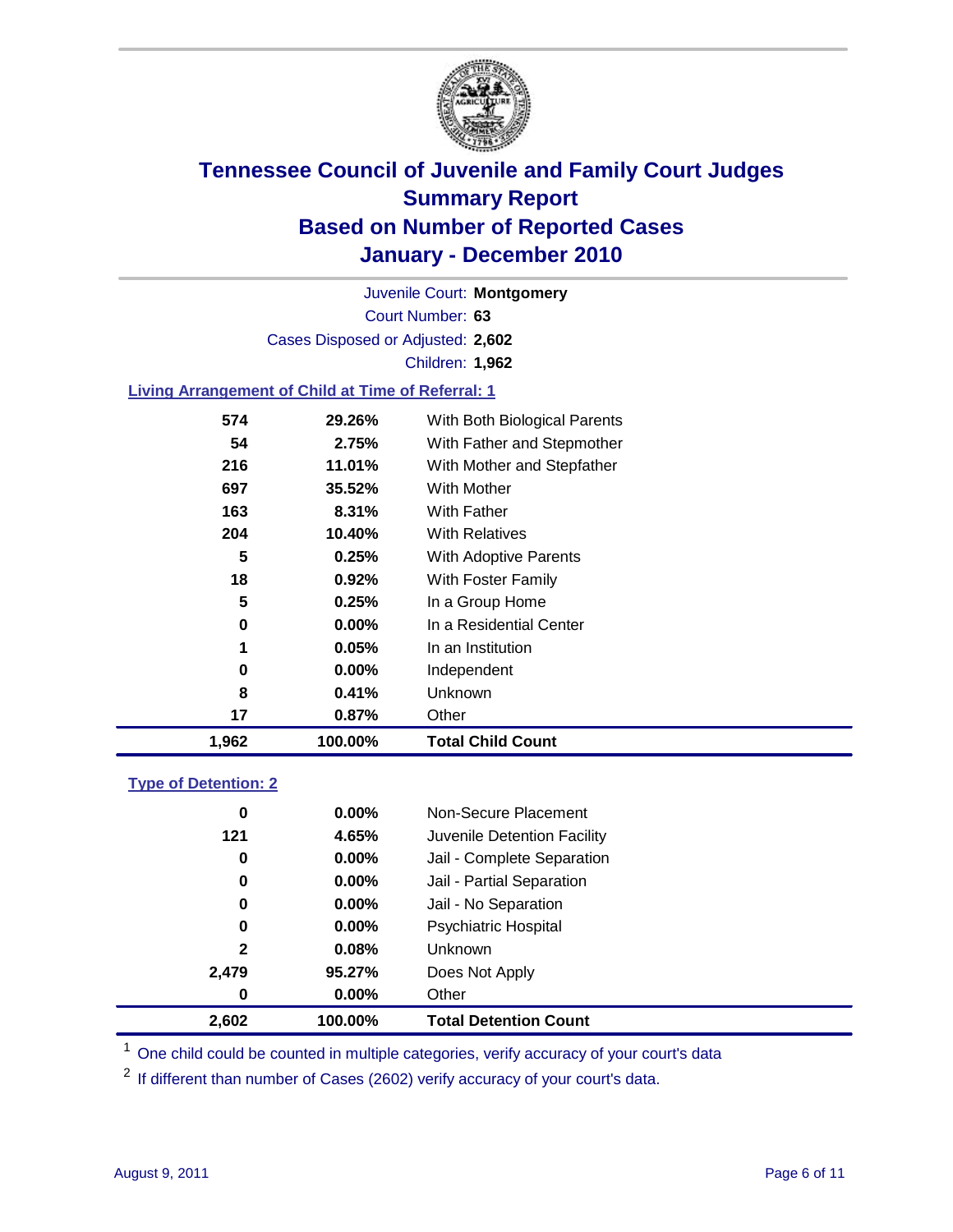# Tennessee Council of Juvenile and Family Court Judges
# Summary Report
# Based on Number of Reported Cases
# January - December 2010

Juvenile Court: **Montgomery**

Court Number: **63**

Cases Disposed or Adjusted: **2,602**

Children: **1,962**

### Living Arrangement of Child at Time of Referral: 1

| | | |
|---|---|---|
| 574 | 29.26% | With Both Biological Parents |
| 54 | 2.75% | With Father and Stepmother |
| 216 | 11.01% | With Mother and Stepfather |
| 697 | 35.52% | With Mother |
| 163 | 8.31% | With Father |
| 204 | 10.40% | With Relatives |
| 5 | 0.25% | With Adoptive Parents |
| 18 | 0.92% | With Foster Family |
| 5 | 0.25% | In a Group Home |
| 0 | 0.00% | In a Residential Center |
| 1 | 0.05% | In an Institution |
| 0 | 0.00% | Independent |
| 8 | 0.41% | Unknown |
| 17 | 0.87% | Other |
| **1,962** | **100.00%** | **Total Child Count** |

### Type of Detention: 2

| | | |
|---|---|---|
| 0 | 0.00% | Non-Secure Placement |
| 121 | 4.65% | Juvenile Detention Facility |
| 0 | 0.00% | Jail - Complete Separation |
| 0 | 0.00% | Jail - Partial Separation |
| 0 | 0.00% | Jail - No Separation |
| 0 | 0.00% | Psychiatric Hospital |
| 2 | 0.08% | Unknown |
| 2,479 | 95.27% | Does Not Apply |
| 0 | 0.00% | Other |
| **2,602** | **100.00%** | **Total Detention Count** |

[1] One child could be counted in multiple categories, verify accuracy of your court's data

[2] If different than number of Cases (2602) verify accuracy of your court's data.

August 9, 2011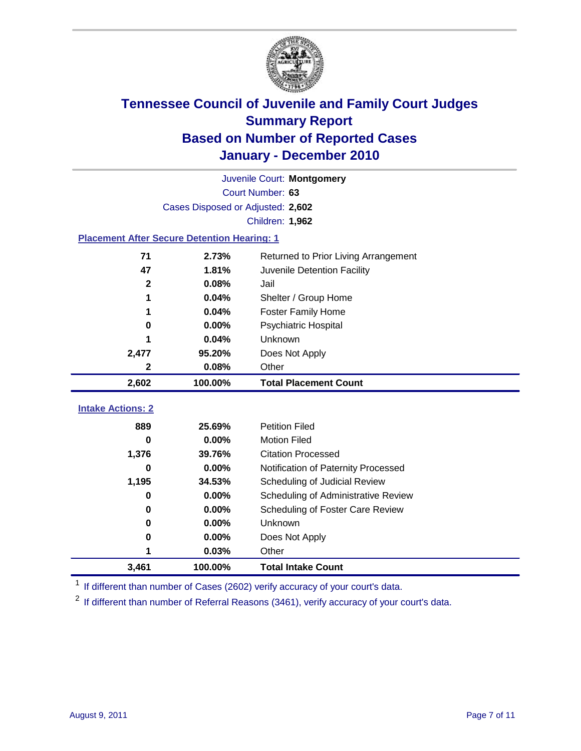# Tennessee Council of Juvenile and Family Court Judges
## Summary Report
## Based on Number of Reported Cases
## January - December 2010

Juvenile Court: **Montgomery**

Court Number: **63**

Cases Disposed or Adjusted: **2,602**

Children: **1,962**

### Placement After Secure Detention Hearing: 1

| | | |
|---|---|---|
| 71 | 2.73% | Returned to Prior Living Arrangement |
| 47 | 1.81% | Juvenile Detention Facility |
| 2 | 0.08% | Jail |
| 1 | 0.04% | Shelter / Group Home |
| 1 | 0.04% | Foster Family Home |
| 0 | 0.00% | Psychiatric Hospital |
| 1 | 0.04% | Unknown |
| 2,477 | 95.20% | Does Not Apply |
| 2 | 0.08% | Other |
| **2,602** | **100.00%** | **Total Placement Count** |

### Intake Actions: 2

| | | |
|---|---|---|
| 889 | 25.69% | Petition Filed |
| 0 | 0.00% | Motion Filed |
| 1,376 | 39.76% | Citation Processed |
| 0 | 0.00% | Notification of Paternity Processed |
| 1,195 | 34.53% | Scheduling of Judicial Review |
| 0 | 0.00% | Scheduling of Administrative Review |
| 0 | 0.00% | Scheduling of Foster Care Review |
| 0 | 0.00% | Unknown |
| 0 | 0.00% | Does Not Apply |
| 1 | 0.03% | Other |
| **3,461** | **100.00%** | **Total Intake Count** |

[1] If different than number of Cases (2602) verify accuracy of your court's data.

[2] If different than number of Referral Reasons (3461), verify accuracy of your court's data.

August 9, 2011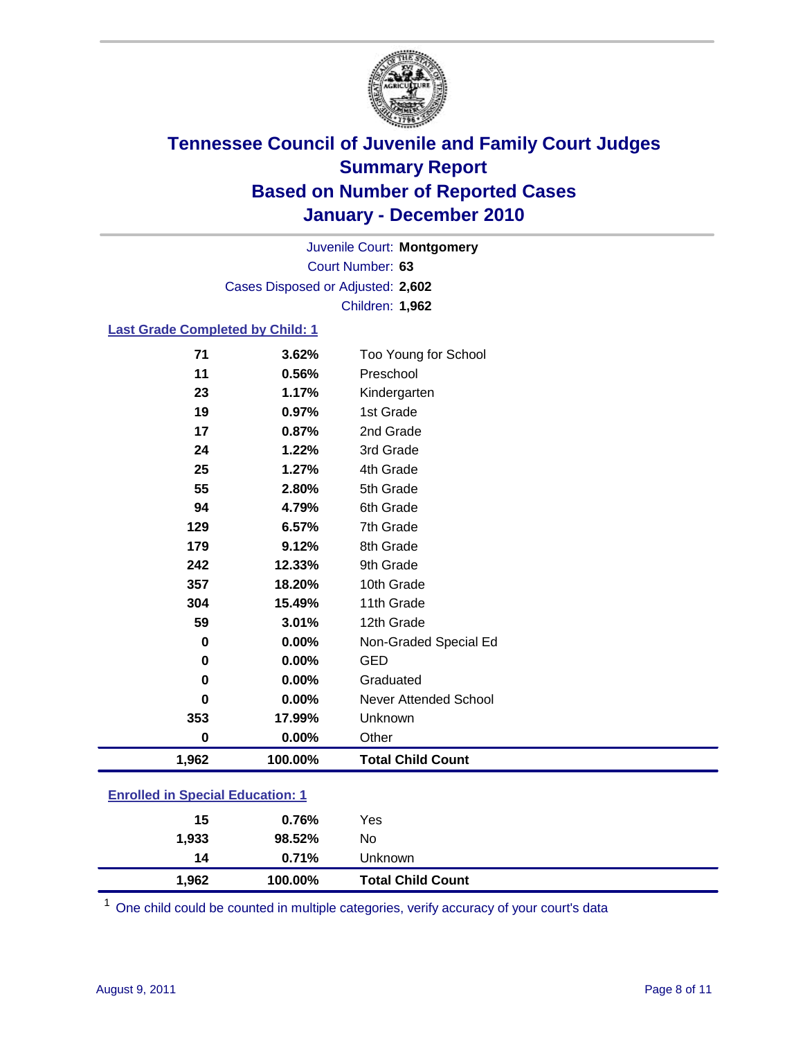# Tennessee Council of Juvenile and Family Court Judges
# Summary Report
# Based on Number of Reported Cases
# January - December 2010

Juvenile Court: **Montgomery**

Court Number: **63**

Cases Disposed or Adjusted: **2,602**

Children: **1,962**

### Last Grade Completed by Child: 1

| | | |
|---|---|---|
| 71 | 3.62% | Too Young for School |
| 11 | 0.56% | Preschool |
| 23 | 1.17% | Kindergarten |
| 19 | 0.97% | 1st Grade |
| 17 | 0.87% | 2nd Grade |
| 24 | 1.22% | 3rd Grade |
| 25 | 1.27% | 4th Grade |
| 55 | 2.80% | 5th Grade |
| 94 | 4.79% | 6th Grade |
| 129 | 6.57% | 7th Grade |
| 179 | 9.12% | 8th Grade |
| 242 | 12.33% | 9th Grade |
| 357 | 18.20% | 10th Grade |
| 304 | 15.49% | 11th Grade |
| 59 | 3.01% | 12th Grade |
| 0 | 0.00% | Non-Graded Special Ed |
| 0 | 0.00% | GED |
| 0 | 0.00% | Graduated |
| 0 | 0.00% | Never Attended School |
| 353 | 17.99% | Unknown |
| 0 | 0.00% | Other |
| **1,962** | **100.00%** | **Total Child Count** |

### Enrolled in Special Education: 1

| | | |
|---|---|---|
| 15 | 0.76% | Yes |
| 1,933 | 98.52% | No |
| 14 | 0.71% | Unknown |
| **1,962** | **100.00%** | **Total Child Count** |

[1] One child could be counted in multiple categories, verify accuracy of your court's data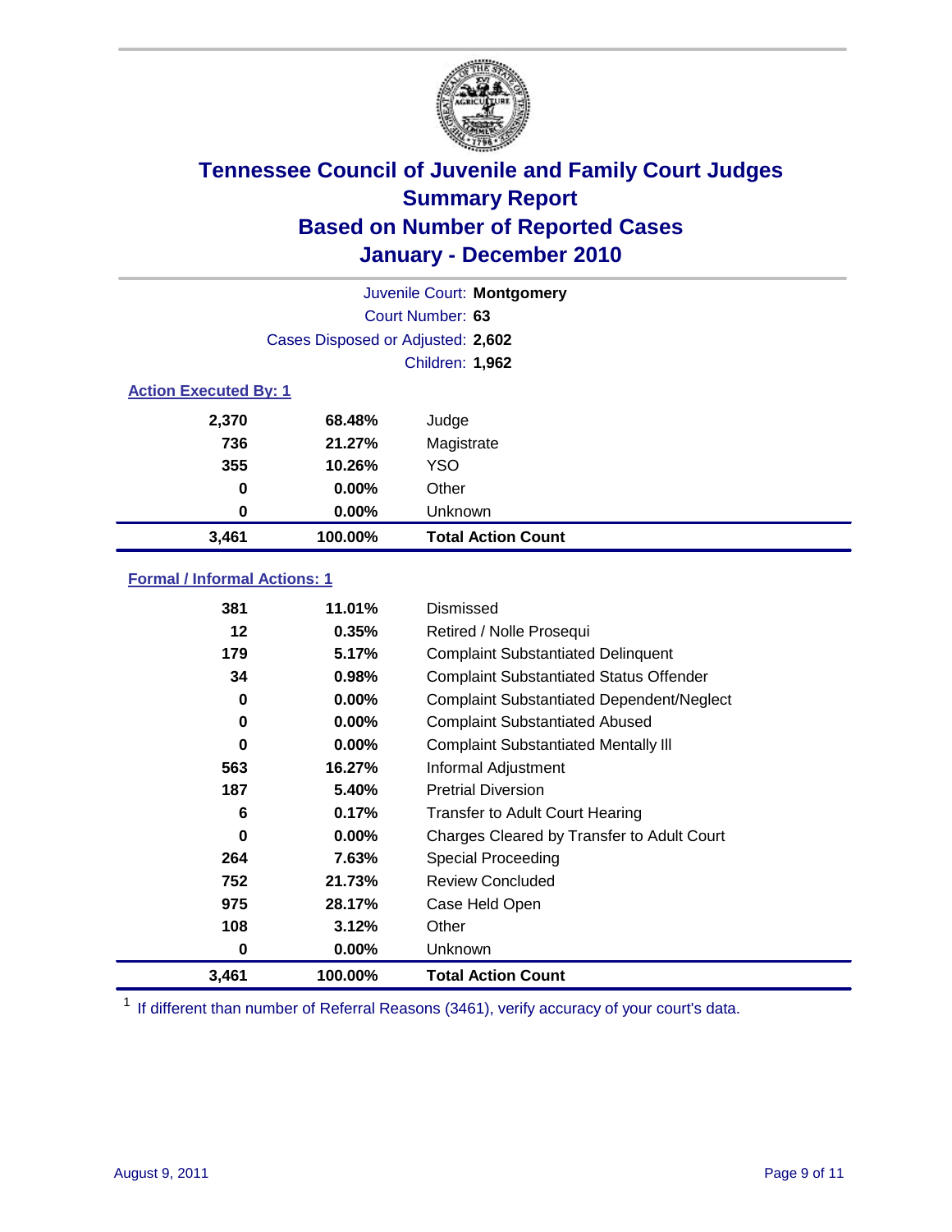# Tennessee Council of Juvenile and Family Court Judges
## Summary Report
## Based on Number of Reported Cases
## January - December 2010

Juvenile Court: **Montgomery**

Court Number: **63**

Cases Disposed or Adjusted: **2,602**

Children: **1,962**

### Action Executed By: 1

| | | |
|---|---|---|
| 2,370 | 68.48% | Judge |
| 736 | 21.27% | Magistrate |
| 355 | 10.26% | YSO |
| 0 | 0.00% | Other |
| 0 | 0.00% | Unknown |
| **3,461** | **100.00%** | **Total Action Count** |

### Formal / Informal Actions: 1

| | | |
|---|---|---|
| 381 | 11.01% | Dismissed |
| 12 | 0.35% | Retired / Nolle Prosequi |
| 179 | 5.17% | Complaint Substantiated Delinquent |
| 34 | 0.98% | Complaint Substantiated Status Offender |
| 0 | 0.00% | Complaint Substantiated Dependent/Neglect |
| 0 | 0.00% | Complaint Substantiated Abused |
| 0 | 0.00% | Complaint Substantiated Mentally Ill |
| 563 | 16.27% | Informal Adjustment |
| 187 | 5.40% | Pretrial Diversion |
| 6 | 0.17% | Transfer to Adult Court Hearing |
| 0 | 0.00% | Charges Cleared by Transfer to Adult Court |
| 264 | 7.63% | Special Proceeding |
| 752 | 21.73% | Review Concluded |
| 975 | 28.17% | Case Held Open |
| 108 | 3.12% | Other |
| 0 | 0.00% | Unknown |
| **3,461** | **100.00%** | **Total Action Count** |

[1] If different than number of Referral Reasons (3461), verify accuracy of your court's data.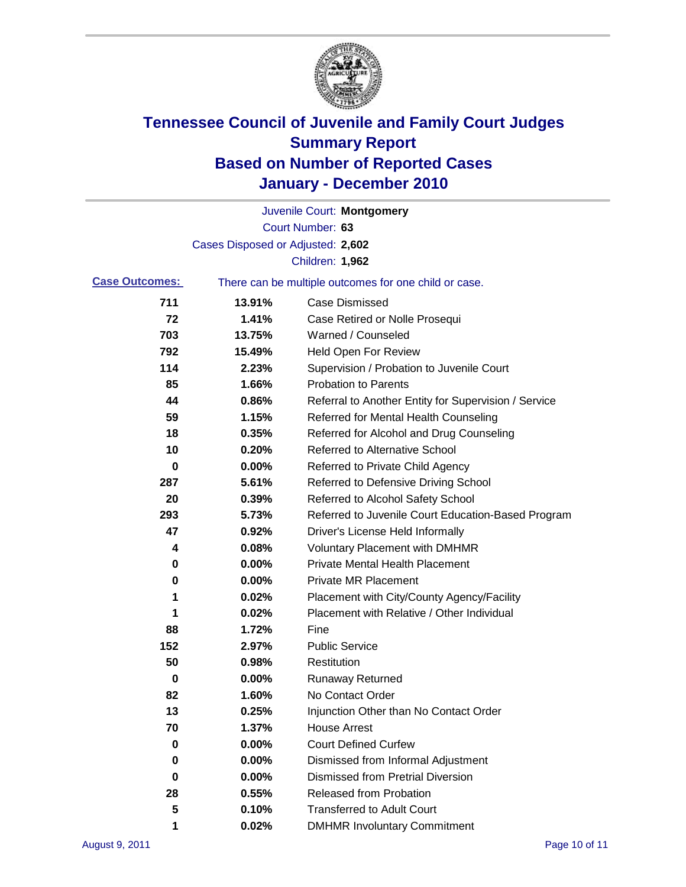# Tennessee Council of Juvenile and Family Court Judges
## Summary Report
## Based on Number of Reported Cases
## January - December 2010

Juvenile Court: **Montgomery**

Court Number: **63**

Cases Disposed or Adjusted: **2,602**

Children: **1,962**

**Case Outcomes:** There can be multiple outcomes for one child or case.

| | | |
|---|---|---|
| 711 | 13.91% | Case Dismissed |
| 72 | 1.41% | Case Retired or Nolle Prosequi |
| 703 | 13.75% | Warned / Counseled |
| 792 | 15.49% | Held Open For Review |
| 114 | 2.23% | Supervision / Probation to Juvenile Court |
| 85 | 1.66% | Probation to Parents |
| 44 | 0.86% | Referral to Another Entity for Supervision / Service |
| 59 | 1.15% | Referred for Mental Health Counseling |
| 18 | 0.35% | Referred for Alcohol and Drug Counseling |
| 10 | 0.20% | Referred to Alternative School |
| 0 | 0.00% | Referred to Private Child Agency |
| 287 | 5.61% | Referred to Defensive Driving School |
| 20 | 0.39% | Referred to Alcohol Safety School |
| 293 | 5.73% | Referred to Juvenile Court Education-Based Program |
| 47 | 0.92% | Driver's License Held Informally |
| 4 | 0.08% | Voluntary Placement with DMHMR |
| 0 | 0.00% | Private Mental Health Placement |
| 0 | 0.00% | Private MR Placement |
| 1 | 0.02% | Placement with City/County Agency/Facility |
| 1 | 0.02% | Placement with Relative / Other Individual |
| 88 | 1.72% | Fine |
| 152 | 2.97% | Public Service |
| 50 | 0.98% | Restitution |
| 0 | 0.00% | Runaway Returned |
| 82 | 1.60% | No Contact Order |
| 13 | 0.25% | Injunction Other than No Contact Order |
| 70 | 1.37% | House Arrest |
| 0 | 0.00% | Court Defined Curfew |
| 0 | 0.00% | Dismissed from Informal Adjustment |
| 0 | 0.00% | Dismissed from Pretrial Diversion |
| 28 | 0.55% | Released from Probation |
| 5 | 0.10% | Transferred to Adult Court |
| 1 | 0.02% | DMHMR Involuntary Commitment |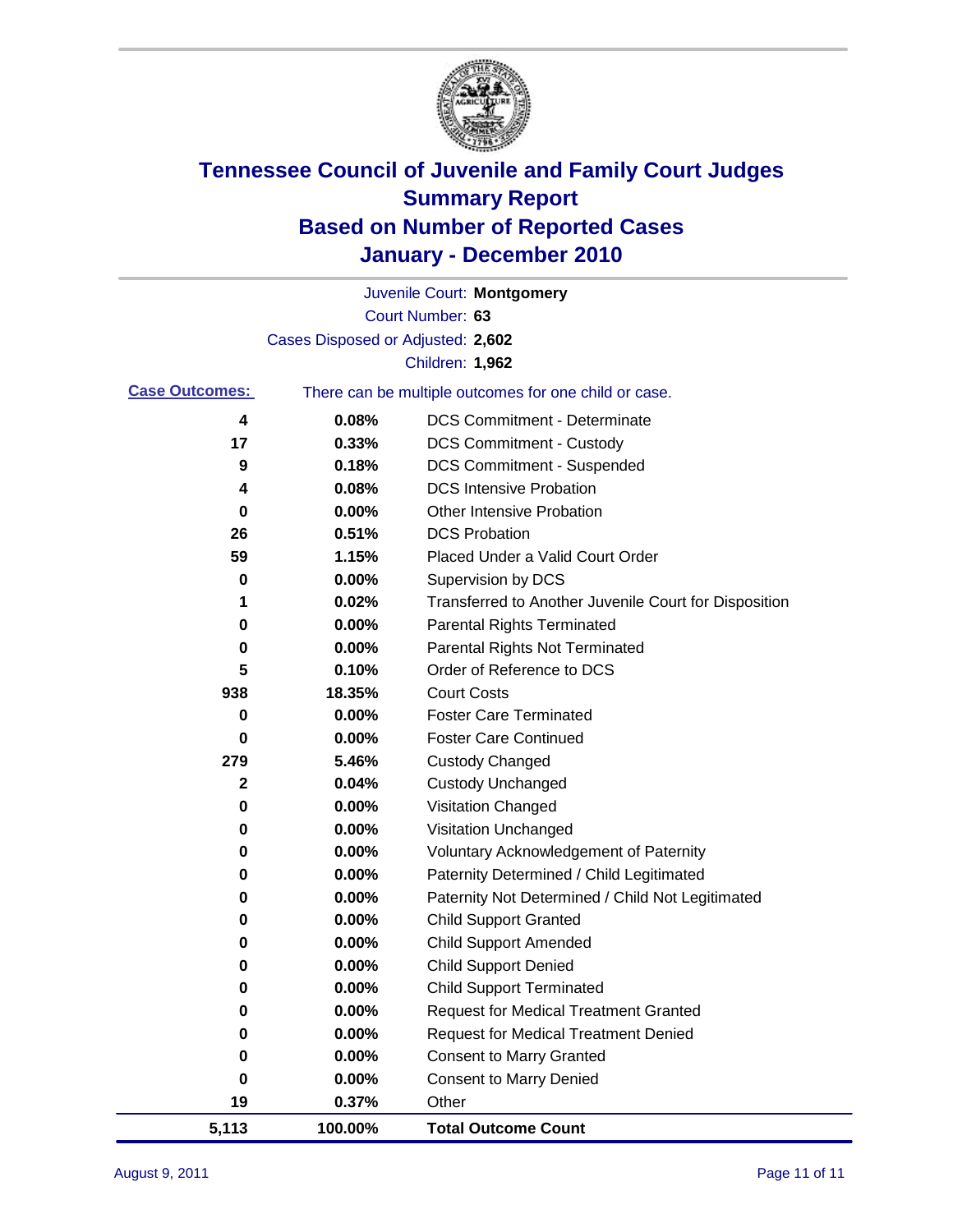# Tennessee Council of Juvenile and Family Court Judges
## Summary Report
## Based on Number of Reported Cases
## January - December 2010

Juvenile Court: **Montgomery**

Court Number: **63**

Cases Disposed or Adjusted: **2,602**

Children: **1,962**

**Case Outcomes:** There can be multiple outcomes for one child or case.

| | | |
|---|---|---|
| 4 | 0.08% | DCS Commitment - Determinate |
| 17 | 0.33% | DCS Commitment - Custody |
| 9 | 0.18% | DCS Commitment - Suspended |
| 4 | 0.08% | DCS Intensive Probation |
| 0 | 0.00% | Other Intensive Probation |
| 26 | 0.51% | DCS Probation |
| 59 | 1.15% | Placed Under a Valid Court Order |
| 0 | 0.00% | Supervision by DCS |
| 1 | 0.02% | Transferred to Another Juvenile Court for Disposition |
| 0 | 0.00% | Parental Rights Terminated |
| 0 | 0.00% | Parental Rights Not Terminated |
| 5 | 0.10% | Order of Reference to DCS |
| 938 | 18.35% | Court Costs |
| 0 | 0.00% | Foster Care Terminated |
| 0 | 0.00% | Foster Care Continued |
| 279 | 5.46% | Custody Changed |
| 2 | 0.04% | Custody Unchanged |
| 0 | 0.00% | Visitation Changed |
| 0 | 0.00% | Visitation Unchanged |
| 0 | 0.00% | Voluntary Acknowledgement of Paternity |
| 0 | 0.00% | Paternity Determined / Child Legitimated |
| 0 | 0.00% | Paternity Not Determined / Child Not Legitimated |
| 0 | 0.00% | Child Support Granted |
| 0 | 0.00% | Child Support Amended |
| 0 | 0.00% | Child Support Denied |
| 0 | 0.00% | Child Support Terminated |
| 0 | 0.00% | Request for Medical Treatment Granted |
| 0 | 0.00% | Request for Medical Treatment Denied |
| 0 | 0.00% | Consent to Marry Granted |
| 0 | 0.00% | Consent to Marry Denied |
| 19 | 0.37% | Other |
| **5,113** | **100.00%** | **Total Outcome Count** |